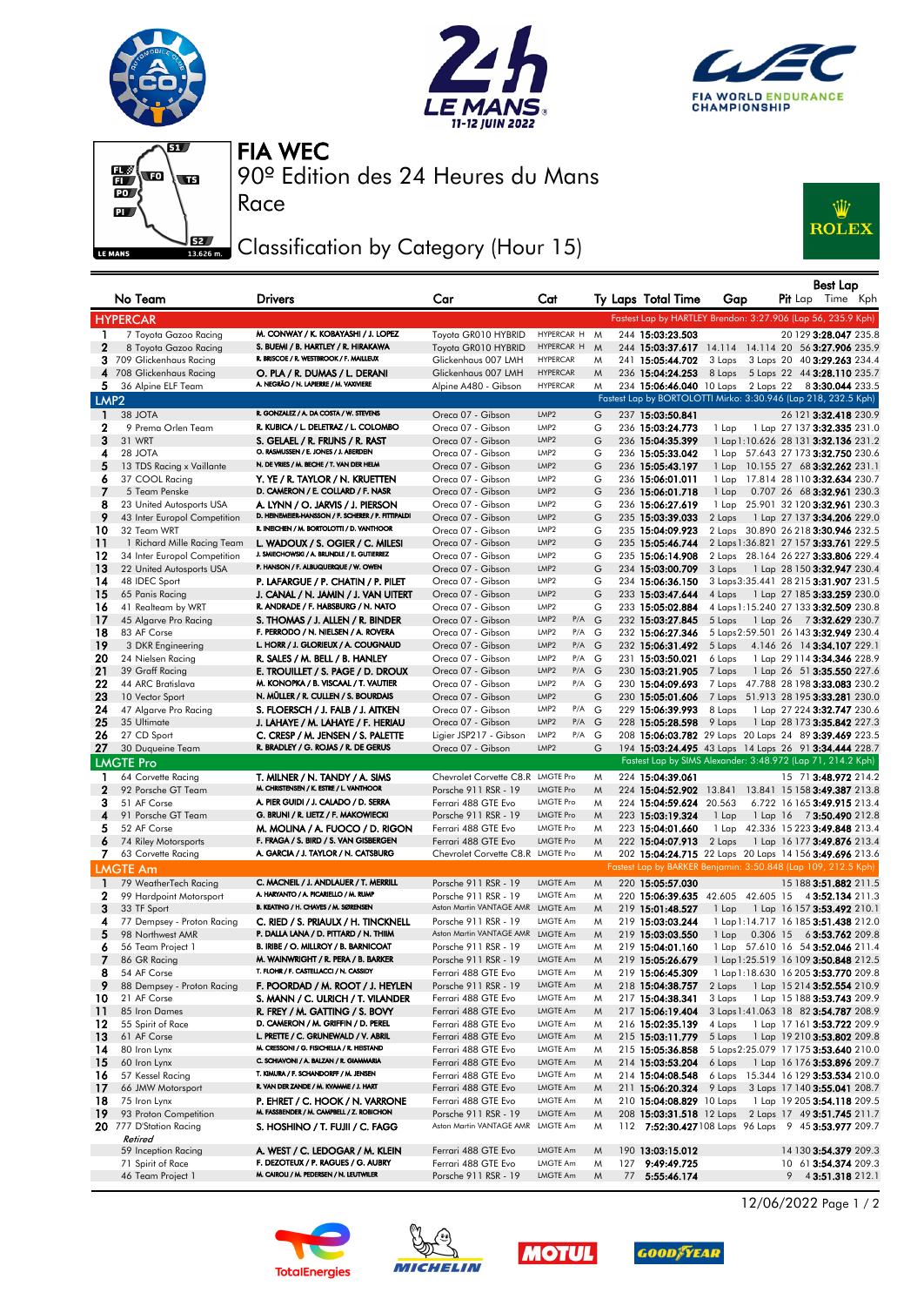# FIA WEC

## 90º Edition des 24 Heures du Mans

### Race

### Classification by Category (Hour 15)

| | No Team | Drivers | Car | Cat | | Ty | Laps | Total Time | Gap | | Pit | Best Lap Lap | Time | Kph |
|---|---|---|---|---|---|---|---|---|---|---|---|---|---|---|
| **HYPERCAR** | | | | | | | | | | | | Fastest Lap by HARTLEY Brendon: 3:27.906 (Lap 56, 235.9 Kph) | | |
| 1 | 7 Toyota Gazoo Racing | M. CONWAY / K. KOBAYASHI / J. LOPEZ | Toyota GR010 HYBRID | HYPERCAR H | | M | 244 | 15:03:23.503 | | | 20 | 129 | 3:28.047 | 235.8 |
| 2 | 8 Toyota Gazoo Racing | S. BUEMI / B. HARTLEY / R. HIRAKAWA | Toyota GR010 HYBRID | HYPERCAR H | | M | 244 | 15:03:37.617 | 14.114 | 14.114 | 20 | 56 | 3:27.906 | 235.9 |
| 3 | 709 Glickenhaus Racing | R. BRISCOE / R. WESTBROOK / F. MAILLEUX | Glickenhaus 007 LMH | HYPERCAR | | M | 241 | 15:05:44.702 | 3 Laps | 3 Laps | 20 | 40 | 3:29.263 | 234.4 |
| 4 | 708 Glickenhaus Racing | O. PLA / R. DUMAS / L. DERANI | Glickenhaus 007 LMH | HYPERCAR | | M | 236 | 15:04:24.253 | 8 Laps | 5 Laps | 22 | 44 | 3:28.110 | 235.7 |
| 5 | 36 Alpine ELF Team | A. NEGRÃO / N. LAPIERRE / M. VAXIVIERE | Alpine A480 - Gibson | HYPERCAR | | M | 234 | 15:06:46.040 | 10 Laps | 2 Laps | 22 | 8 | 3:30.044 | 233.5 |
| **LMP2** | | | | | | | | | | | | Fastest Lap by BORTOLOTTI Mirko: 3:30.946 (Lap 218, 232.5 Kph) | | |
| 1 | 38 JOTA | R. GONZALEZ / A. DA COSTA / W. STEVENS | Oreca 07 - Gibson | LMP2 | | G | 237 | 15:03:50.841 | | | 26 | 121 | 3:32.418 | 230.9 |
| 2 | 9 Prema Orlen Team | R. KUBICA / L. DELETRAZ / L. COLOMBO | Oreca 07 - Gibson | LMP2 | | G | 236 | 15:03:24.773 | 1 Lap | 1 Lap | 27 | 137 | 3:32.335 | 231.0 |
| 3 | 31 WRT | S. GELAEL / R. FRIJNS / R. RAST | Oreca 07 - Gibson | LMP2 | | G | 236 | 15:04:35.399 | 1 Lap | 1:10.626 | 28 | 131 | 3:32.136 | 231.2 |
| 4 | 28 JOTA | O. RASMUSSEN / E. JONES / J. ABERDEIN | Oreca 07 - Gibson | LMP2 | | G | 236 | 15:05:33.042 | 1 Lap | 57.643 | 27 | 173 | 3:32.750 | 230.6 |
| 5 | 13 TDS Racing x Vaillante | N. DE VRIES / M. BECHE / T. VAN DER HELM | Oreca 07 - Gibson | LMP2 | | G | 236 | 15:05:43.197 | 1 Lap | 10.155 | 27 | 68 | 3:32.262 | 231.1 |
| 6 | 37 COOL Racing | Y. YE / R. TAYLOR / N. KRUETTEN | Oreca 07 - Gibson | LMP2 | | G | 236 | 15:06:01.011 | 1 Lap | 17.814 | 28 | 110 | 3:32.634 | 230.7 |
| 7 | 5 Team Penske | D. CAMERON / E. COLLARD / F. NASR | Oreca 07 - Gibson | LMP2 | | G | 236 | 15:06:01.718 | 1 Lap | 0.707 | 26 | 58 | 3:32.961 | 230.3 |
| 8 | 23 United Autosports USA | A. LYNN / O. JARVIS / J. PIERSON | Oreca 07 - Gibson | LMP2 | | G | 236 | 15:06:27.619 | 1 Lap | 25.901 | 32 | 120 | 3:32.961 | 230.3 |
| 9 | 43 Inter Europol Competition | D. HEINEMEIER-HANSSON / F. SCHERER / P. FITTIPALDI | Oreca 07 - Gibson | LMP2 | | G | 235 | 15:03:39.033 | 2 Laps | 1 Lap | 27 | 137 | 3:34.206 | 229.0 |
| 10 | 32 Team WRT | R. INEICHEN / M. BORTOLOTTI / D. VANTHOOR | Oreca 07 - Gibson | LMP2 | | G | 235 | 15:04:09.923 | 2 Laps | 30.890 | 26 | 218 | 3:30.946 | 232.5 |
| 11 | 1 Richard Mille Racing Team | L. WADOUX / S. OGIER / C. MILESI | Oreca 07 - Gibson | LMP2 | | G | 235 | 15:05:46.744 | 2 Laps | 1:36.821 | 27 | 157 | 3:33.761 | 229.5 |
| 12 | 34 Inter Europol Competition | J. SMIECHOWSKI / A. BRUNDLE / E. GUTIERREZ | Oreca 07 - Gibson | LMP2 | | G | 235 | 15:06:14.908 | 2 Laps | 28.164 | 26 | 227 | 3:33.806 | 229.4 |
| 13 | 22 United Autosports USA | P. HANSON / F. ALBUQUERQUE / W. OWEN | Oreca 07 - Gibson | LMP2 | | G | 234 | 15:03:00.709 | 3 Laps | 1 Lap | 28 | 150 | 3:32.947 | 230.4 |
| 14 | 48 IDEC Sport | P. LAFARGUE / P. CHATIN / P. PILET | Oreca 07 - Gibson | LMP2 | | G | 234 | 15:06:36.150 | 3 Laps | 3:35.441 | 28 | 215 | 3:31.907 | 231.5 |
| 15 | 65 Panis Racing | J. CANAL / N. JAMIN / J. VAN UITERT | Oreca 07 - Gibson | LMP2 | | G | 233 | 15:03:47.644 | 4 Laps | 1 Lap | 27 | 185 | 3:33.259 | 230.0 |
| 16 | 41 Realteam by WRT | R. ANDRADE / F. HABSBURG / N. NATO | Oreca 07 - Gibson | LMP2 | | G | 233 | 15:05:02.884 | 4 Laps | 1:15.240 | 27 | 133 | 3:32.509 | 230.8 |
| 17 | 45 Algarve Pro Racing | S. THOMAS / J. ALLEN / R. BINDER | Oreca 07 - Gibson | LMP2 | P/A | G | 232 | 15:03:27.845 | 5 Laps | 1 Lap | 26 | 7 | 3:32.629 | 230.7 |
| 18 | 83 AF Corse | F. PERRODO / N. NIELSEN / A. ROVERA | Oreca 07 - Gibson | LMP2 | P/A | G | 232 | 15:06:27.346 | 5 Laps | 2:59.501 | 26 | 143 | 3:32.949 | 230.4 |
| 19 | 3 DKR Engineering | L. HORR / J. GLORIEUX / A. COUGNAUD | Oreca 07 - Gibson | LMP2 | P/A | G | 232 | 15:06:31.492 | 5 Laps | 4.146 | 26 | 14 | 3:34.107 | 229.1 |
| 20 | 24 Nielsen Racing | R. SALES / M. BELL / B. HANLEY | Oreca 07 - Gibson | LMP2 | P/A | G | 231 | 15:03:50.021 | 6 Laps | 1 Lap | 29 | 114 | 3:34.346 | 228.9 |
| 21 | 39 Graff Racing | E. TROUILLET / S. PAGE / D. DROUX | Oreca 07 - Gibson | LMP2 | P/A | G | 230 | 15:03:21.905 | 7 Laps | 1 Lap | 26 | 51 | 3:35.550 | 227.6 |
| 22 | 44 ARC Bratislava | M. KONOPKA / B. VISCAAL / T. VAUTIER | Oreca 07 - Gibson | LMP2 | P/A | G | 230 | 15:04:09.693 | 7 Laps | 47.788 | 28 | 198 | 3:33.083 | 230.2 |
| 23 | 10 Vector Sport | N. MÜLLER / R. CULLEN / S. BOURDAIS | Oreca 07 - Gibson | LMP2 | | G | 230 | 15:05:01.606 | 7 Laps | 51.913 | 28 | 195 | 3:33.281 | 230.0 |
| 24 | 47 Algarve Pro Racing | S. FLOERSCH / J. FALB / J. AITKEN | Oreca 07 - Gibson | LMP2 | P/A | G | 229 | 15:06:39.993 | 8 Laps | 1 Lap | 27 | 224 | 3:32.747 | 230.6 |
| 25 | 35 Ultimate | J. LAHAYE / M. LAHAYE / F. HERIAU | Oreca 07 - Gibson | LMP2 | P/A | G | 228 | 15:05:28.598 | 9 Laps | 1 Lap | 28 | 173 | 3:35.842 | 227.3 |
| 26 | 27 CD Sport | C. CRESP / M. JENSEN / S. PALETTE | Ligier JSP217 - Gibson | LMP2 | P/A | G | 208 | 15:06:03.782 | 29 Laps | 20 Laps | 24 | 89 | 3:39.469 | 223.5 |
| 27 | 30 Duqueine Team | R. BRADLEY / G. ROJAS / R. DE GERUS | Oreca 07 - Gibson | LMP2 | | G | 194 | 15:03:24.495 | 43 Laps | 14 Laps | 26 | 91 | 3:34.444 | 228.7 |
| **LMGTE Pro** | | | | | | | | | | | | Fastest Lap by SIMS Alexander: 3:48.972 (Lap 71, 214.2 Kph) | | |
| 1 | 64 Corvette Racing | T. MILNER / N. TANDY / A. SIMS | Chevrolet Corvette C8.R | LMGTE Pro | | M | 224 | 15:04:39.061 | | | 15 | 71 | 3:48.972 | 214.2 |
| 2 | 92 Porsche GT Team | M. CHRISTENSEN / K. ESTRE / L. VANTHOOR | Porsche 911 RSR - 19 | LMGTE Pro | | M | 224 | 15:04:52.902 | 13.841 | 13.841 | 15 | 158 | 3:49.387 | 213.8 |
| 3 | 51 AF Corse | A. PIER GUIDI / J. CALADO / D. SERRA | Ferrari 488 GTE Evo | LMGTE Pro | | M | 224 | 15:04:59.624 | 20.563 | 6.722 | 16 | 165 | 3:49.915 | 213.4 |
| 4 | 91 Porsche GT Team | G. BRUNI / R. LIETZ / F. MAKOWIECKI | Porsche 911 RSR - 19 | LMGTE Pro | | M | 223 | 15:03:19.324 | 1 Lap | 1 Lap | 16 | 7 | 3:50.490 | 212.8 |
| 5 | 52 AF Corse | M. MOLINA / A. FUOCO / D. RIGON | Ferrari 488 GTE Evo | LMGTE Pro | | M | 223 | 15:04:01.660 | 1 Lap | 42.336 | 15 | 223 | 3:49.848 | 213.4 |
| 6 | 74 Riley Motorsports | F. FRAGA / S. BIRD / S. VAN GISBERGEN | Ferrari 488 GTE Evo | LMGTE Pro | | M | 222 | 15:04:07.913 | 2 Laps | 1 Lap | 16 | 177 | 3:49.876 | 213.4 |
| 7 | 63 Corvette Racing | A. GARCIA / J. TAYLOR / N. CATSBURG | Chevrolet Corvette C8.R | LMGTE Pro | | M | 202 | 15:04:24.715 | 22 Laps | 20 Laps | 14 | 156 | 3:49.696 | 213.6 |
| **LMGTE Am** | | | | | | | | | | | | Fastest Lap by BARKER Benjamin: 3:50.848 (Lap 109, 212.5 Kph) | | |
| 1 | 79 WeatherTech Racing | C. MACNEIL / J. ANDLAUER / T. MERRILL | Porsche 911 RSR - 19 | LMGTE Am | | M | 220 | 15:05:57.030 | | | 15 | 188 | 3:51.882 | 211.5 |
| 2 | 99 Hardpoint Motorsport | A. HARYANTO / A. PICARIELLO / M. RUMP | Porsche 911 RSR - 19 | LMGTE Am | | M | 220 | 15:06:39.635 | 42.605 | 42.605 | 15 | 4 | 3:52.134 | 211.3 |
| 3 | 33 TF Sport | B. KEATING / H. CHAVES / M. SØRENSEN | Aston Martin VANTAGE AMR | LMGTE Am | | M | 219 | 15:01:48.527 | 1 Lap | 1 Lap | 16 | 157 | 3:53.492 | 210.1 |
| 4 | 77 Dempsey - Proton Racing | C. RIED / S. PRIAULX / H. TINCKNELL | Porsche 911 RSR - 19 | LMGTE Am | | M | 219 | 15:03:03.244 | 1 Lap | 1:14.717 | 16 | 185 | 3:51.438 | 212.0 |
| 5 | 98 Northwest AMR | P. DALLA LANA / D. PITTARD / N. THIIM | Aston Martin VANTAGE AMR | LMGTE Am | | M | 219 | 15:03:03.550 | 1 Lap | 0.306 | 15 | 6 | 3:53.762 | 209.8 |
| 6 | 56 Team Project 1 | B. IRIBE / O. MILLROY / B. BARNICOAT | Porsche 911 RSR - 19 | LMGTE Am | | M | 219 | 15:04:01.160 | 1 Lap | 57.610 | 16 | 54 | 3:52.046 | 211.4 |
| 7 | 86 GR Racing | M. WAINWRIGHT / R. PERA / B. BARKER | Porsche 911 RSR - 19 | LMGTE Am | | M | 219 | 15:05:26.679 | 1 Lap | 1:25.519 | 16 | 109 | 3:50.848 | 212.5 |
| 8 | 54 AF Corse | T. FLOHR / F. CASTELLACCI / N. CASSIDY | Ferrari 488 GTE Evo | LMGTE Am | | M | 219 | 15:06:45.309 | 1 Lap | 1:18.630 | 16 | 205 | 3:53.770 | 209.8 |
| 9 | 88 Dempsey - Proton Racing | F. POORDAD / M. ROOT / J. HEYLEN | Porsche 911 RSR - 19 | LMGTE Am | | M | 218 | 15:04:38.757 | 2 Laps | 1 Lap | 15 | 214 | 3:52.554 | 210.9 |
| 10 | 21 AF Corse | S. MANN / C. ULRICH / T. VILANDER | Ferrari 488 GTE Evo | LMGTE Am | | M | 217 | 15:04:38.341 | 3 Laps | 1 Lap | 15 | 188 | 3:53.743 | 209.9 |
| 11 | 85 Iron Dames | R. FREY / M. GATTING / S. BOVY | Ferrari 488 GTE Evo | LMGTE Am | | M | 217 | 15:06:19.404 | 3 Laps | 1:41.063 | 18 | 82 | 3:54.787 | 208.9 |
| 12 | 55 Spirit of Race | D. CAMERON / M. GRIFFIN / D. PEREL | Ferrari 488 GTE Evo | LMGTE Am | | M | 216 | 15:02:35.139 | 4 Laps | 1 Lap | 17 | 161 | 3:53.722 | 209.9 |
| 13 | 61 AF Corse | L. PRETTE / C. GRUNEWALD / V. ABRIL | Ferrari 488 GTE Evo | LMGTE Am | | M | 215 | 15:03:11.779 | 5 Laps | 1 Lap | 19 | 210 | 3:53.802 | 209.8 |
| 14 | 80 Iron Lynx | M. CRESSONI / G. FISICHELLA / R. HEISTAND | Ferrari 488 GTE Evo | LMGTE Am | | M | 215 | 15:05:36.858 | 5 Laps | 2:25.079 | 17 | 175 | 3:53.658 | 210.0 |
| 15 | 60 Iron Lynx | C. SCHIAVONI / A. BALZAN / R. GIAMMARIA | Ferrari 488 GTE Evo | LMGTE Am | | M | 214 | 15:03:53.204 | 6 Laps | 1 Lap | 16 | 176 | 3:53.896 | 209.7 |
| 16 | 57 Kessel Racing | T. KIMURA / F. SCHANDORFF / M. JENSEN | Ferrari 488 GTE Evo | LMGTE Am | | M | 214 | 15:04:08.548 | 6 Laps | 15.344 | 16 | 129 | 3:53.534 | 210.0 |
| 17 | 66 JMW Motorsport | R. VAN DER ZANDE / M. KVAMME / J. HART | Ferrari 488 GTE Evo | LMGTE Am | | M | 211 | 15:06:20.324 | 9 Laps | 3 Laps | 17 | 140 | 3:55.041 | 208.7 |
| 18 | 75 Iron Lynx | P. EHRET / C. HOOK / N. VARRONE | Ferrari 488 GTE Evo | LMGTE Am | | M | 210 | 15:04:08.829 | 10 Laps | 1 Lap | 19 | 205 | 3:54.118 | 209.5 |
| 19 | 93 Proton Competition | M. FASSBENDER / M. CAMPBELL / Z. ROBICHON | Porsche 911 RSR - 19 | LMGTE Am | | M | 208 | 15:03:31.518 | 12 Laps | 2 Laps | 17 | 49 | 3:51.745 | 211.7 |
| 20 | 777 D'Station Racing | S. HOSHINO / T. FUJII / C. FAGG | Aston Martin VANTAGE AMR | LMGTE Am | | M | 112 | 7:52:30.427 | 108 Laps | 96 Laps | 9 | 45 | 3:53.977 | 209.7 |
| *Retired* | | | | | | | | | | | | | | |
| | 59 Inception Racing | A. WEST / C. LEDOGAR / M. KLEIN | Ferrari 488 GTE Evo | LMGTE Am | | M | 190 | 13:03:15.012 | | | 14 | 130 | 3:54.379 | 209.3 |
| | 71 Spirit of Race | F. DEZOTEUX / P. RAGUES / G. AUBRY | Ferrari 488 GTE Evo | LMGTE Am | | M | 127 | 9:49:49.725 | | | 10 | 61 | 3:54.374 | 209.3 |
| | 46 Team Project 1 | M. CAIROLI / M. PEDERSEN / N. LEUTWILER | Porsche 911 RSR - 19 | LMGTE Am | | M | 77 | 5:55:46.174 | | | 9 | 4 | 3:51.318 | 212.1 |

12/06/2022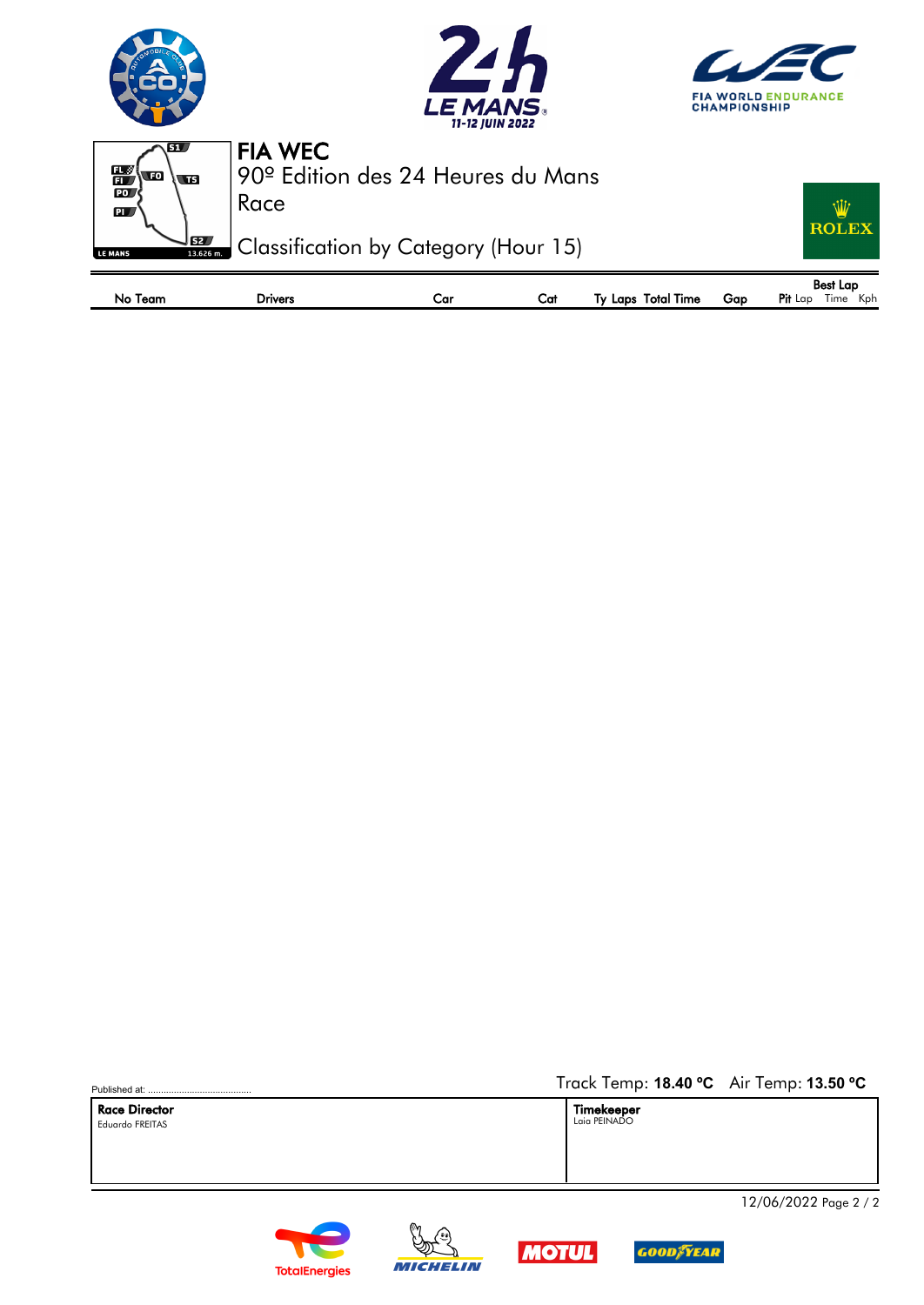FIA WEC

90º Edition des 24 Heures du Mans

Race

Classification by Category (Hour 15)

| No | Team | Drivers | Car | Cat | Ty | Laps | Total Time | Gap | Pit | Best Lap Lap | Best Lap Time | Best Lap Kph |
|---|---|---|---|---|---|---|---|---|---|---|---|---|

Published at: ......................................

Track Temp: **18.40 ºC** Air Temp: **13.50 ºC**

| **Race Director** | **Timekeeper** |
|---|---|
| Eduardo FREITAS | Laia PEINADO |

12/06/2022